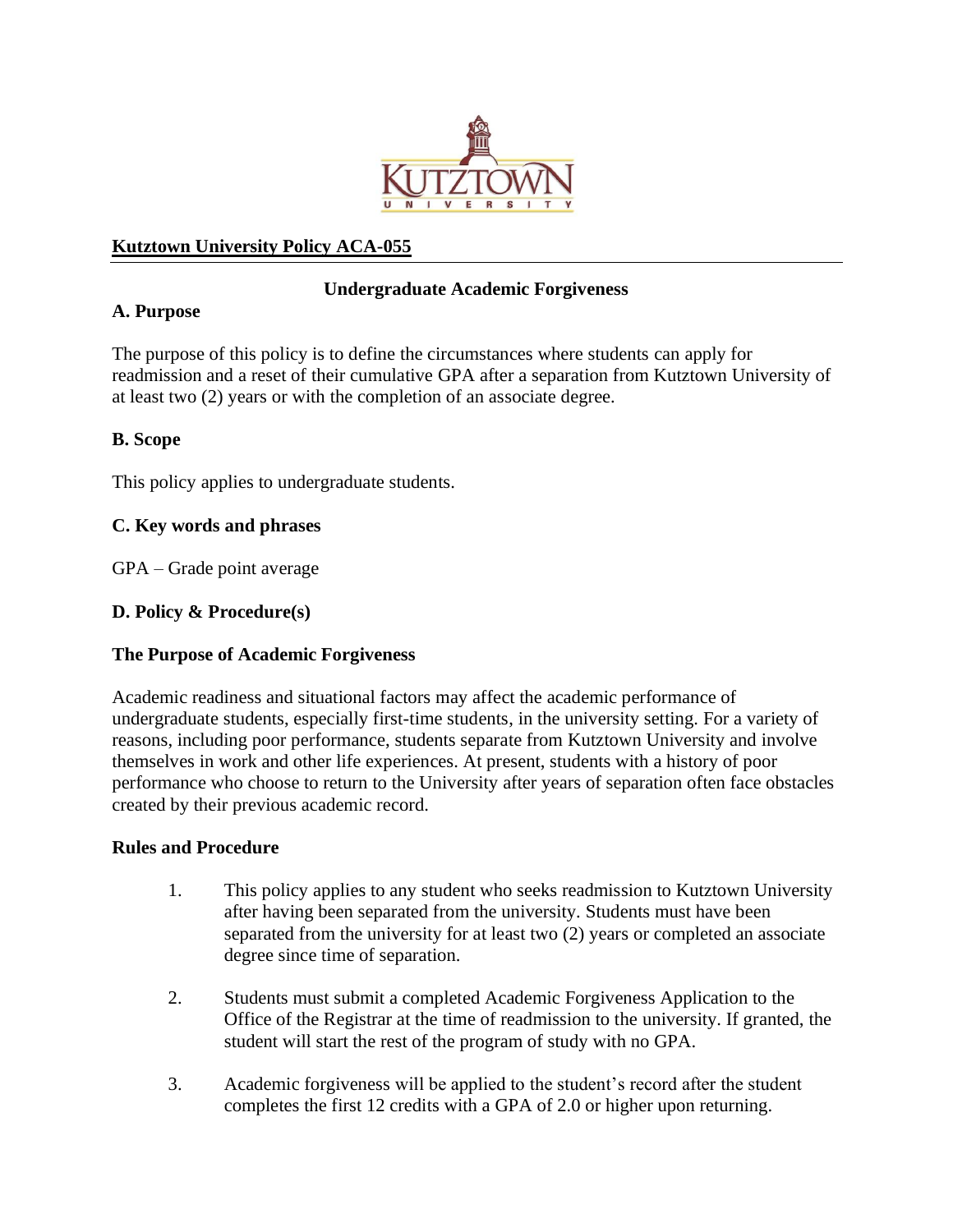**Kutztown University Policy ACA-055**

## Undergraduate Academic Forgiveness

### A. Purpose

The purpose of this policy is to define the circumstances where students can apply for readmission and a reset of their cumulative GPA after a separation from Kutztown University of at least two (2) years or with the completion of an associate degree.

### B. Scope

This policy applies to undergraduate students.

### C. Key words and phrases

GPA – Grade point average

### D. Policy & Procedure(s)

**The Purpose of Academic Forgiveness**

Academic readiness and situational factors may affect the academic performance of undergraduate students, especially first-time students, in the university setting. For a variety of reasons, including poor performance, students separate from Kutztown University and involve themselves in work and other life experiences. At present, students with a history of poor performance who choose to return to the University after years of separation often face obstacles created by their previous academic record.

**Rules and Procedure**

1. This policy applies to any student who seeks readmission to Kutztown University after having been separated from the university. Students must have been separated from the university for at least two (2) years or completed an associate degree since time of separation.

2. Students must submit a completed Academic Forgiveness Application to the Office of the Registrar at the time of readmission to the university. If granted, the student will start the rest of the program of study with no GPA.

3. Academic forgiveness will be applied to the student's record after the student completes the first 12 credits with a GPA of 2.0 or higher upon returning.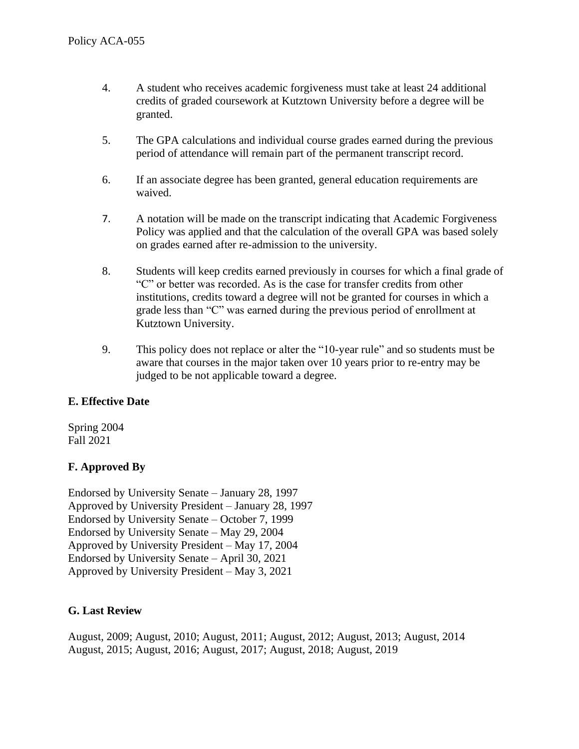4. A student who receives academic forgiveness must take at least 24 additional credits of graded coursework at Kutztown University before a degree will be granted.

5. The GPA calculations and individual course grades earned during the previous period of attendance will remain part of the permanent transcript record.

6. If an associate degree has been granted, general education requirements are waived.

7. A notation will be made on the transcript indicating that Academic Forgiveness Policy was applied and that the calculation of the overall GPA was based solely on grades earned after re-admission to the university.

8. Students will keep credits earned previously in courses for which a final grade of "C" or better was recorded. As is the case for transfer credits from other institutions, credits toward a degree will not be granted for courses in which a grade less than "C" was earned during the previous period of enrollment at Kutztown University.

9. This policy does not replace or alter the "10-year rule" and so students must be aware that courses in the major taken over 10 years prior to re-entry may be judged to be not applicable toward a degree.

### E. Effective Date

Spring 2004
Fall 2021

### F. Approved By

Endorsed by University Senate – January 28, 1997
Approved by University President – January 28, 1997
Endorsed by University Senate – October 7, 1999
Endorsed by University Senate – May 29, 2004
Approved by University President – May 17, 2004
Endorsed by University Senate – April 30, 2021
Approved by University President – May 3, 2021

### G. Last Review

August, 2009; August, 2010; August, 2011; August, 2012; August, 2013; August, 2014
August, 2015; August, 2016; August, 2017; August, 2018; August, 2019